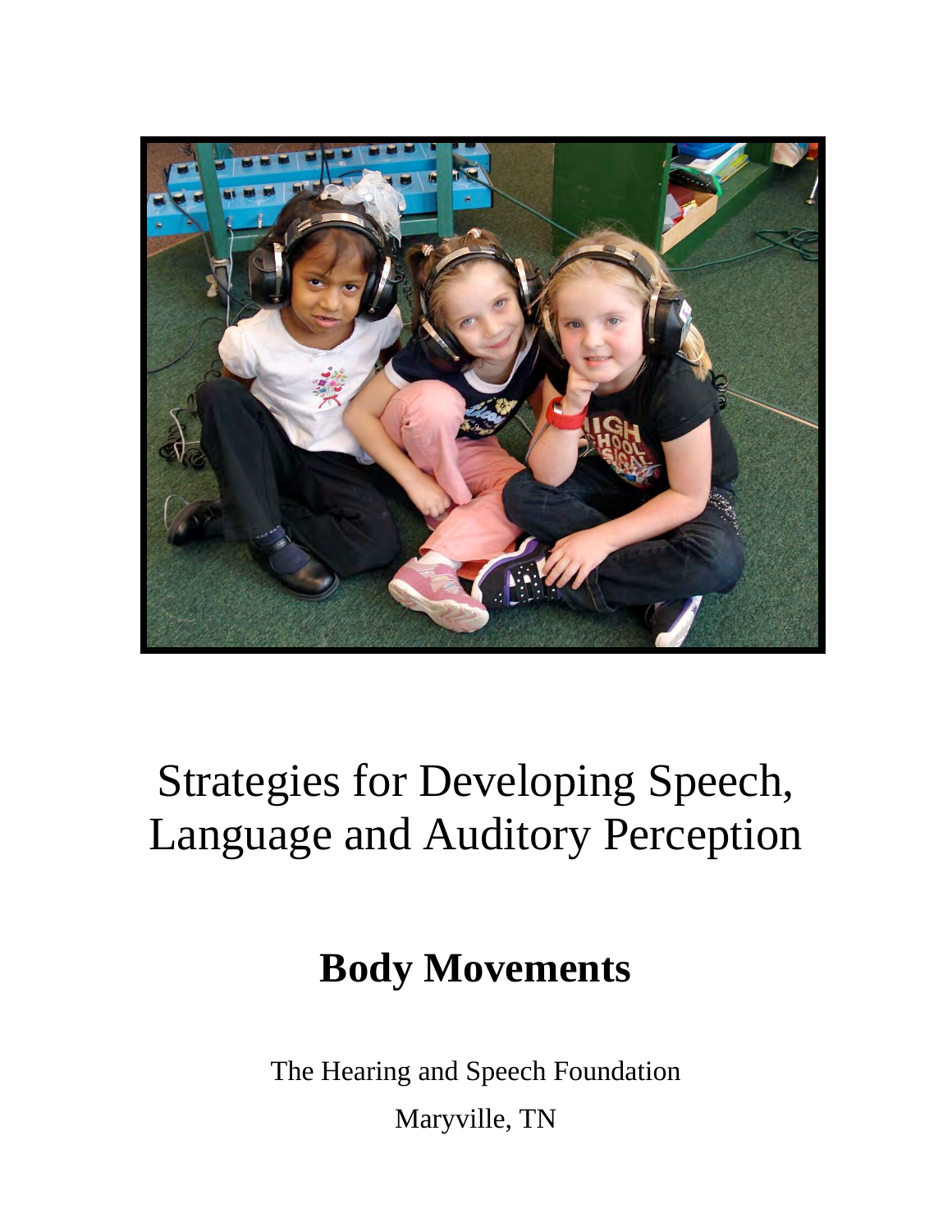# Strategies for Developing Speech, Language and Auditory Perception

## Body Movements

The Hearing and Speech Foundation

Maryville, TN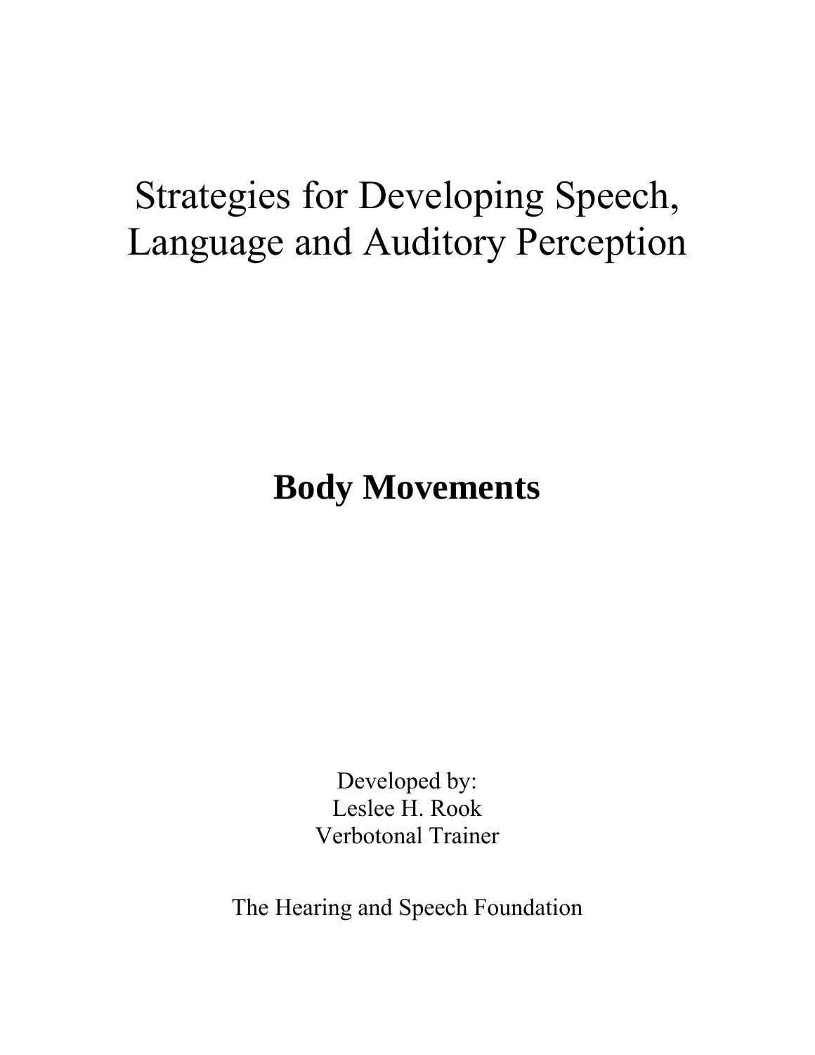# Strategies for Developing Speech, Language and Auditory Perception

## Body Movements

Developed by:
Leslee H. Rook
Verbotonal Trainer

The Hearing and Speech Foundation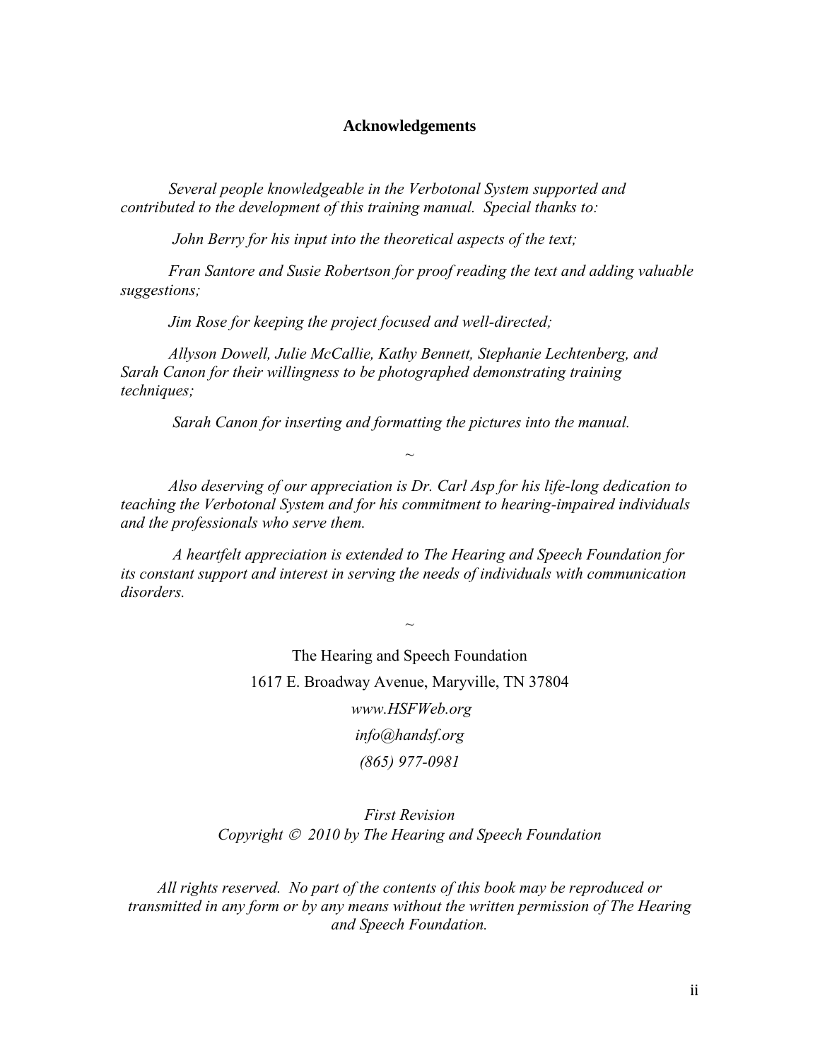**Acknowledgements**

*Several people knowledgeable in the Verbotonal System supported and contributed to the development of this training manual. Special thanks to:*

*John Berry for his input into the theoretical aspects of the text;*

*Fran Santore and Susie Robertson for proof reading the text and adding valuable suggestions;*

*Jim Rose for keeping the project focused and well-directed;*

*Allyson Dowell, Julie McCallie, Kathy Bennett, Stephanie Lechtenberg, and Sarah Canon for their willingness to be photographed demonstrating training techniques;*

*Sarah Canon for inserting and formatting the pictures into the manual.*

~

*Also deserving of our appreciation is Dr. Carl Asp for his life-long dedication to teaching the Verbotonal System and for his commitment to hearing-impaired individuals and the professionals who serve them.*

*A heartfelt appreciation is extended to The Hearing and Speech Foundation for its constant support and interest in serving the needs of individuals with communication disorders.*

~

The Hearing and Speech Foundation

1617 E. Broadway Avenue, Maryville, TN 37804

*www.HSFWeb.org*

*info@handsf.org*

*(865) 977-0981*

*First Revision*
*Copyright © 2010 by The Hearing and Speech Foundation*

*All rights reserved. No part of the contents of this book may be reproduced or transmitted in any form or by any means without the written permission of The Hearing and Speech Foundation.*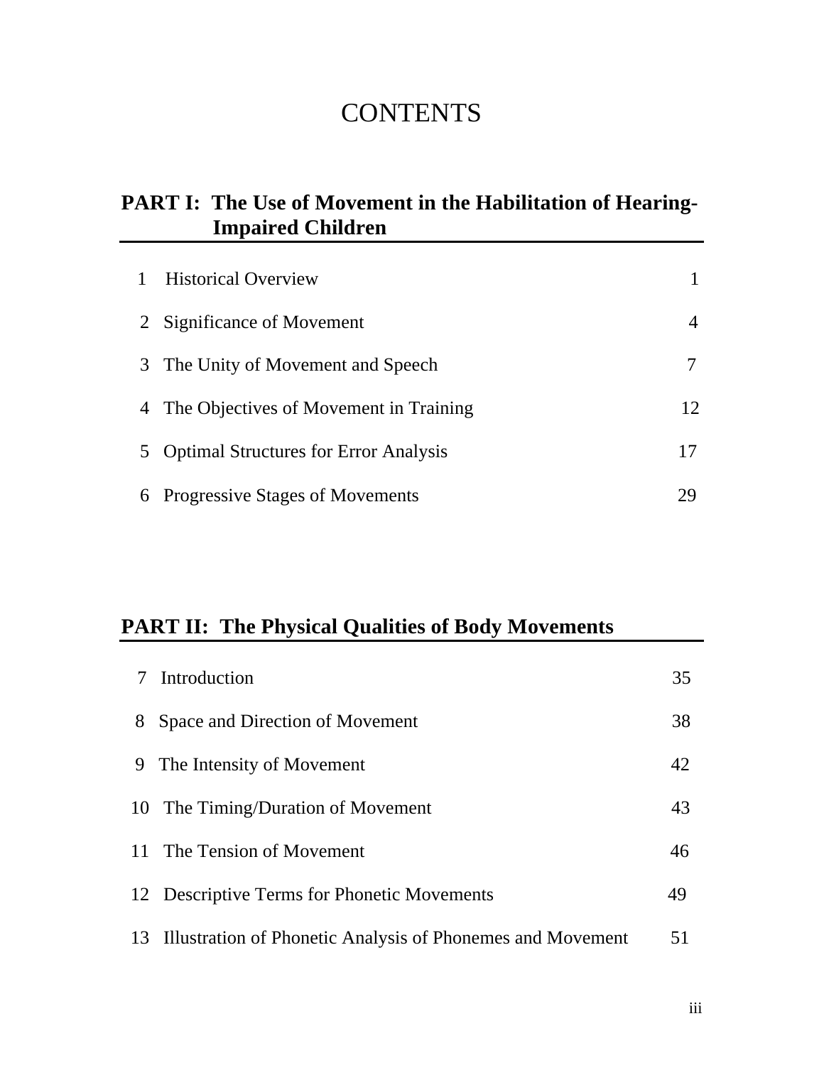# CONTENTS

## PART I: The Use of Movement in the Habilitation of Hearing-Impaired Children

| | | |
|---|---|---|
| 1 | Historical Overview | 1 |
| 2 | Significance of Movement | 4 |
| 3 | The Unity of Movement and Speech | 7 |
| 4 | The Objectives of Movement in Training | 12 |
| 5 | Optimal Structures for Error Analysis | 17 |
| 6 | Progressive Stages of Movements | 29 |

## PART II: The Physical Qualities of Body Movements

| | | |
|---|---|---|
| 7 | Introduction | 35 |
| 8 | Space and Direction of Movement | 38 |
| 9 | The Intensity of Movement | 42 |
| 10 | The Timing/Duration of Movement | 43 |
| 11 | The Tension of Movement | 46 |
| 12 | Descriptive Terms for Phonetic Movements | 49 |
| 13 | Illustration of Phonetic Analysis of Phonemes and Movement | 51 |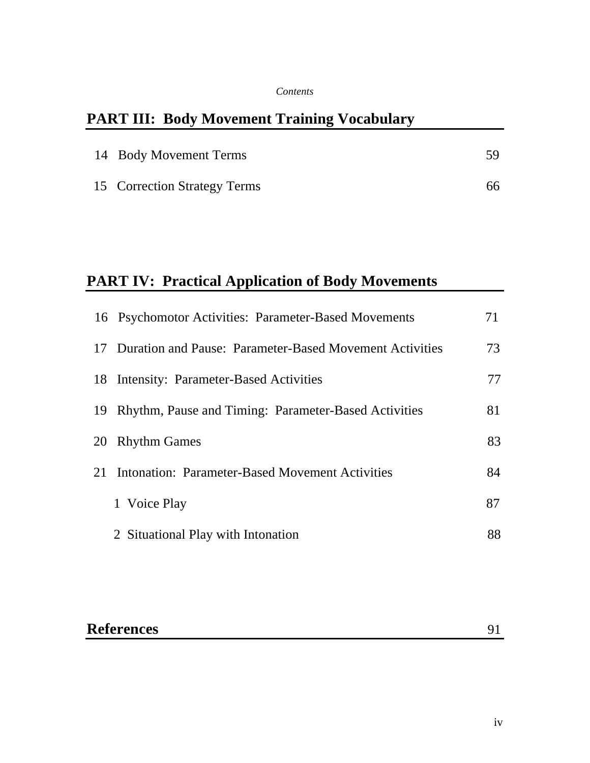*Contents*

## PART III: Body Movement Training Vocabulary

| | | |
|---|---|---|
| 14 | Body Movement Terms | 59 |
| 15 | Correction Strategy Terms | 66 |

## PART IV: Practical Application of Body Movements

| | | |
|---|---|---|
| 16 | Psychomotor Activities: Parameter-Based Movements | 71 |
| 17 | Duration and Pause: Parameter-Based Movement Activities | 73 |
| 18 | Intensity: Parameter-Based Activities | 77 |
| 19 | Rhythm, Pause and Timing: Parameter-Based Activities | 81 |
| 20 | Rhythm Games | 83 |
| 21 | Intonation: Parameter-Based Movement Activities | 84 |
| | 1 Voice Play | 87 |
| | 2 Situational Play with Intonation | 88 |

## References 91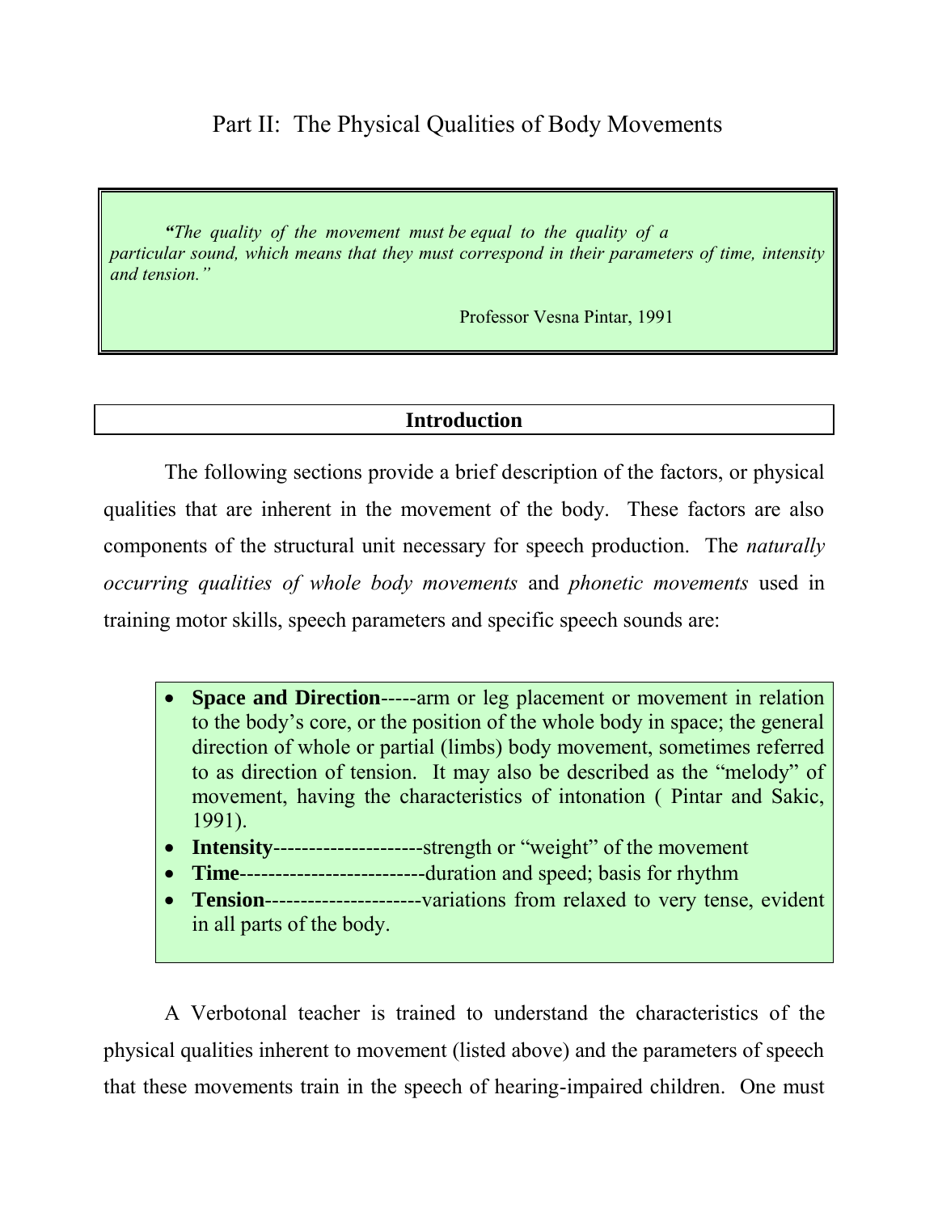# Part II: The Physical Qualities of Body Movements

> ***"****The quality of the movement must be equal to the quality of a particular sound, which means that they must correspond in their parameters of time, intensity and tension."*
>
> Professor Vesna Pintar, 1991

## Introduction

The following sections provide a brief description of the factors, or physical qualities that are inherent in the movement of the body. These factors are also components of the structural unit necessary for speech production. The *naturally occurring qualities of whole body movements* and *phonetic movements* used in training motor skills, speech parameters and specific speech sounds are:

- **Space and Direction**-----arm or leg placement or movement in relation to the body's core, or the position of the whole body in space; the general direction of whole or partial (limbs) body movement, sometimes referred to as direction of tension. It may also be described as the "melody" of movement, having the characteristics of intonation ( Pintar and Sakic, 1991).
- **Intensity**---------------------strength or "weight" of the movement
- **Time**-------------------------duration and speed; basis for rhythm
- **Tension**----------------------variations from relaxed to very tense, evident in all parts of the body.

A Verbotonal teacher is trained to understand the characteristics of the physical qualities inherent to movement (listed above) and the parameters of speech that these movements train in the speech of hearing-impaired children. One must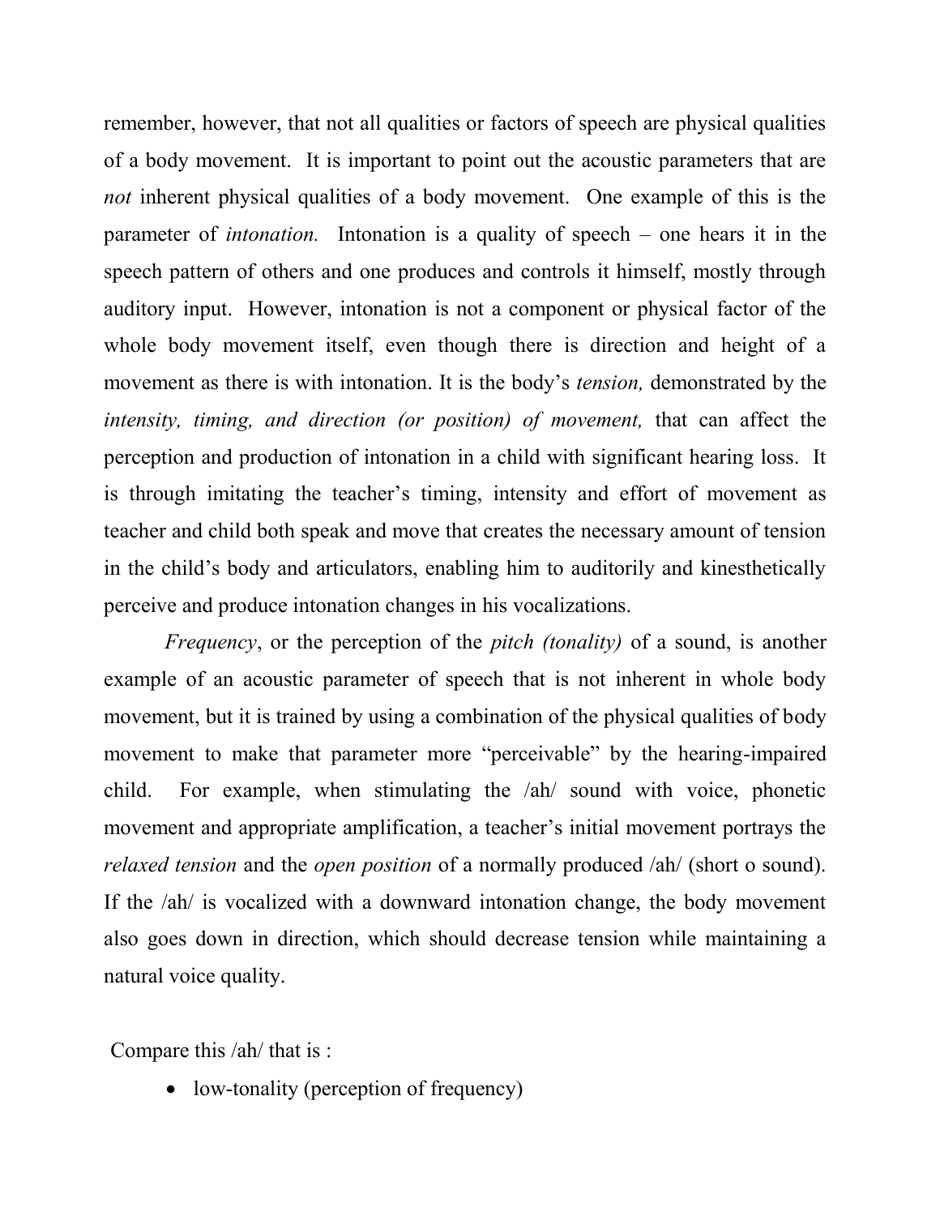remember, however, that not all qualities or factors of speech are physical qualities of a body movement. It is important to point out the acoustic parameters that are *not* inherent physical qualities of a body movement. One example of this is the parameter of *intonation.* Intonation is a quality of speech – one hears it in the speech pattern of others and one produces and controls it himself, mostly through auditory input. However, intonation is not a component or physical factor of the whole body movement itself, even though there is direction and height of a movement as there is with intonation. It is the body's *tension,* demonstrated by the *intensity, timing, and direction (or position) of movement,* that can affect the perception and production of intonation in a child with significant hearing loss. It is through imitating the teacher's timing, intensity and effort of movement as teacher and child both speak and move that creates the necessary amount of tension in the child's body and articulators, enabling him to auditorily and kinesthetically perceive and produce intonation changes in his vocalizations.

*Frequency*, or the perception of the *pitch (tonality)* of a sound, is another example of an acoustic parameter of speech that is not inherent in whole body movement, but it is trained by using a combination of the physical qualities of body movement to make that parameter more "perceivable" by the hearing-impaired child. For example, when stimulating the /ah/ sound with voice, phonetic movement and appropriate amplification, a teacher's initial movement portrays the *relaxed tension* and the *open position* of a normally produced /ah/ (short o sound). If the /ah/ is vocalized with a downward intonation change, the body movement also goes down in direction, which should decrease tension while maintaining a natural voice quality.

Compare this /ah/ that is :

- low-tonality (perception of frequency)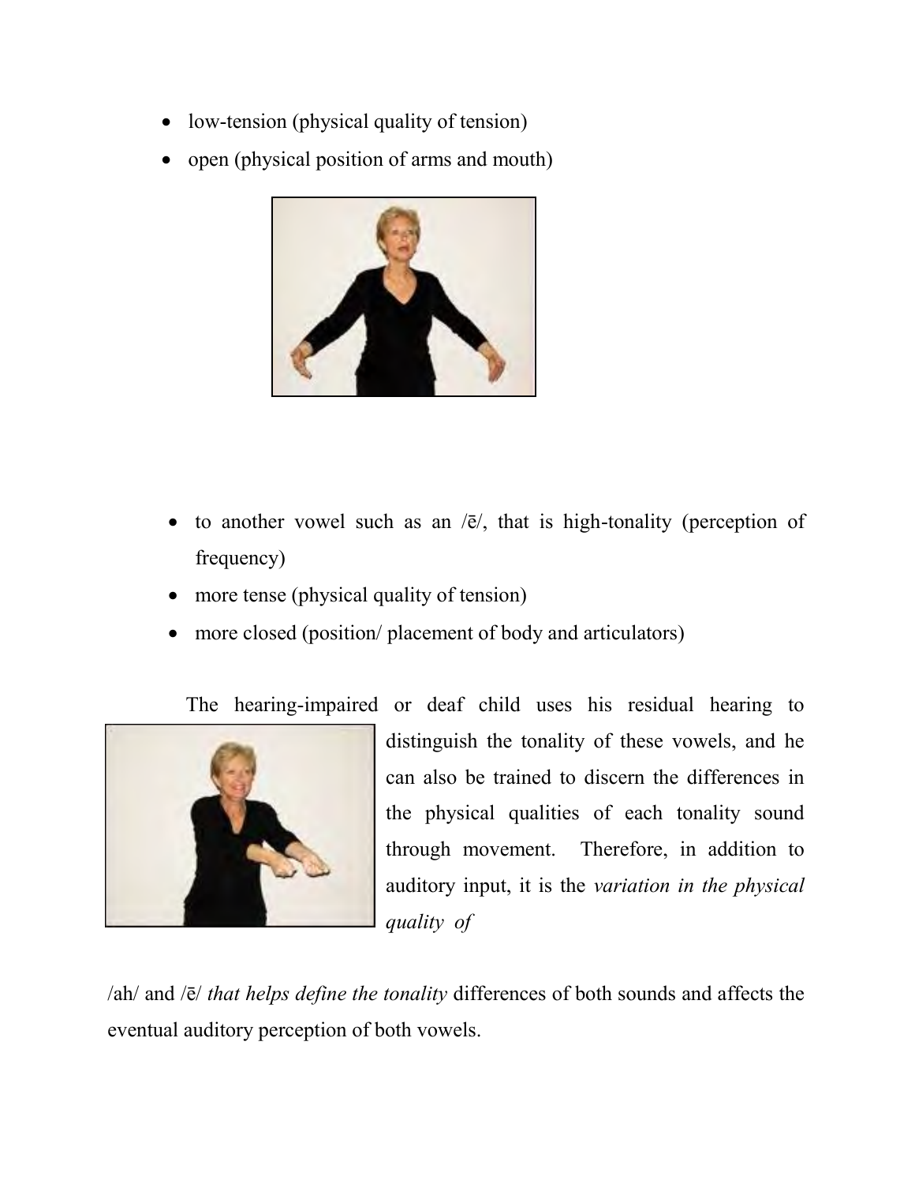- low-tension (physical quality of tension)
- open (physical position of arms and mouth)

- to another vowel such as an /ē/, that is high-tonality (perception of frequency)
- more tense (physical quality of tension)
- more closed (position/ placement of body and articulators)

The hearing-impaired or deaf child uses his residual hearing to distinguish the tonality of these vowels, and he can also be trained to discern the differences in the physical qualities of each tonality sound through movement. Therefore, in addition to auditory input, it is the *variation in the physical quality of* /ah/ and /ē/ *that helps define the tonality* differences of both sounds and affects the eventual auditory perception of both vowels.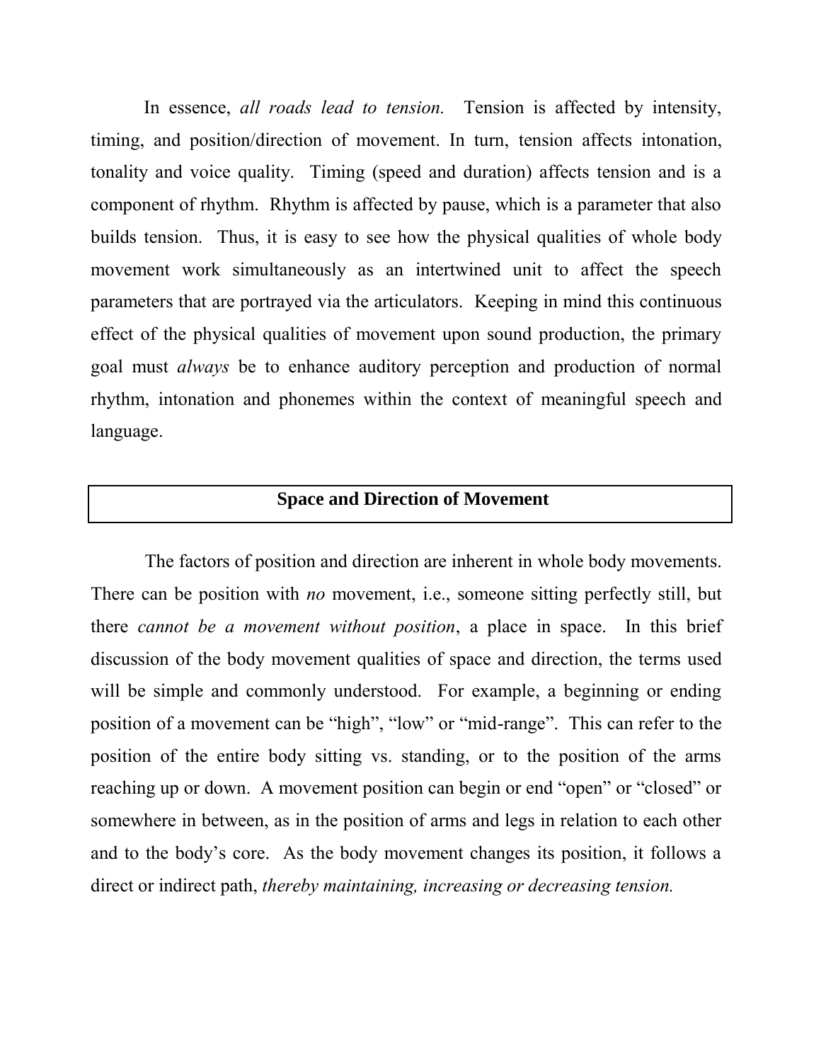In essence, *all roads lead to tension.* Tension is affected by intensity, timing, and position/direction of movement. In turn, tension affects intonation, tonality and voice quality. Timing (speed and duration) affects tension and is a component of rhythm. Rhythm is affected by pause, which is a parameter that also builds tension. Thus, it is easy to see how the physical qualities of whole body movement work simultaneously as an intertwined unit to affect the speech parameters that are portrayed via the articulators. Keeping in mind this continuous effect of the physical qualities of movement upon sound production, the primary goal must *always* be to enhance auditory perception and production of normal rhythm, intonation and phonemes within the context of meaningful speech and language.

## Space and Direction of Movement

The factors of position and direction are inherent in whole body movements. There can be position with *no* movement, i.e., someone sitting perfectly still, but there *cannot be a movement without position*, a place in space. In this brief discussion of the body movement qualities of space and direction, the terms used will be simple and commonly understood. For example, a beginning or ending position of a movement can be "high", "low" or "mid-range". This can refer to the position of the entire body sitting vs. standing, or to the position of the arms reaching up or down. A movement position can begin or end "open" or "closed" or somewhere in between, as in the position of arms and legs in relation to each other and to the body's core. As the body movement changes its position, it follows a direct or indirect path, *thereby maintaining, increasing or decreasing tension.*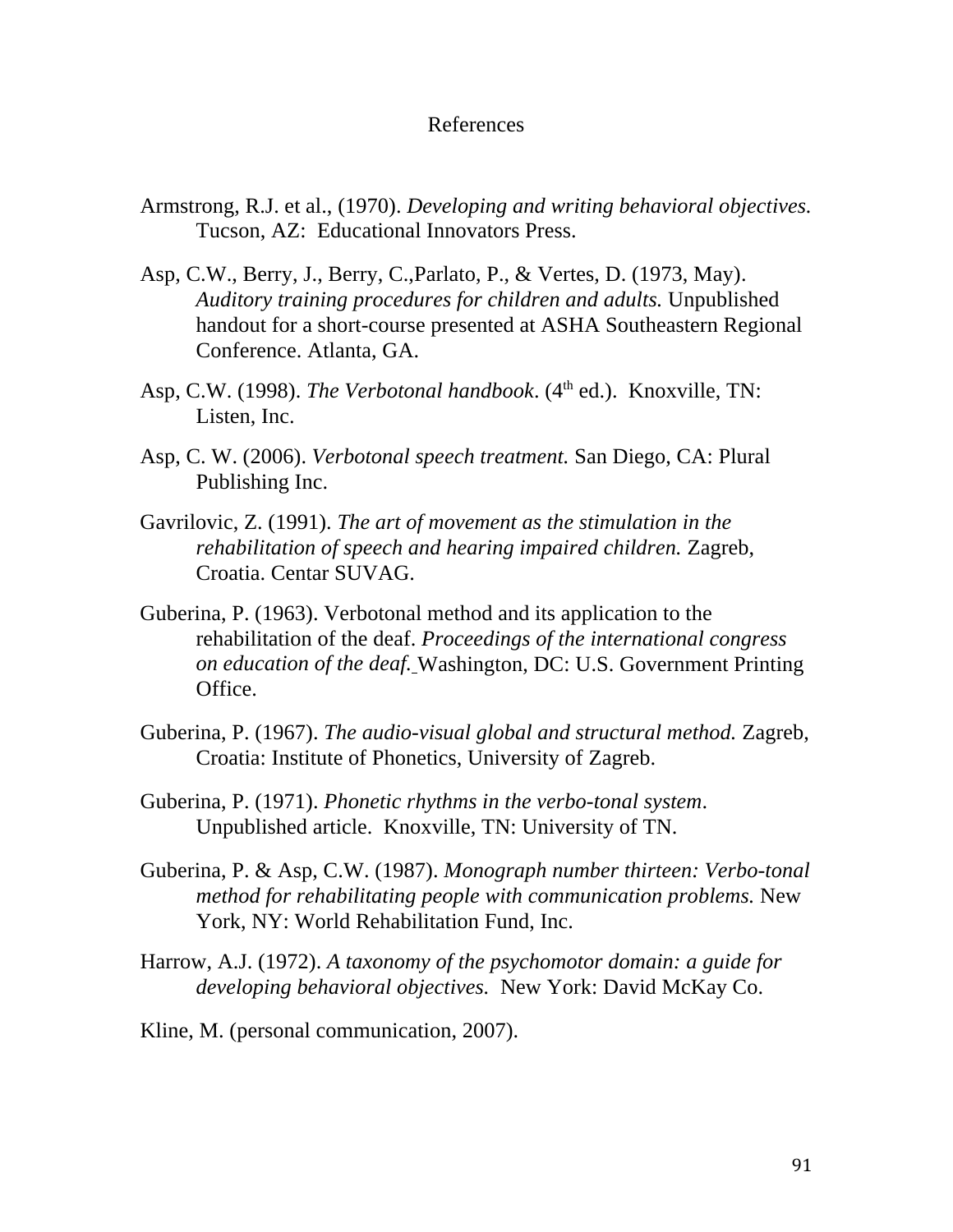# References

Armstrong, R.J. et al., (1970). *Developing and writing behavioral objectives.* Tucson, AZ: Educational Innovators Press.

Asp, C.W., Berry, J., Berry, C.,Parlato, P., & Vertes, D. (1973, May). *Auditory training procedures for children and adults.* Unpublished handout for a short-course presented at ASHA Southeastern Regional Conference. Atlanta, GA.

Asp, C.W. (1998). *The Verbotonal handbook*. (4th ed.). Knoxville, TN: Listen, Inc.

Asp, C. W. (2006). *Verbotonal speech treatment.* San Diego, CA: Plural Publishing Inc.

Gavrilovic, Z. (1991). *The art of movement as the stimulation in the rehabilitation of speech and hearing impaired children.* Zagreb, Croatia. Centar SUVAG.

Guberina, P. (1963). Verbotonal method and its application to the rehabilitation of the deaf. *Proceedings of the international congress on education of the deaf.* Washington, DC: U.S. Government Printing Office.

Guberina, P. (1967). *The audio-visual global and structural method.* Zagreb, Croatia: Institute of Phonetics, University of Zagreb.

Guberina, P. (1971). *Phonetic rhythms in the verbo-tonal system*. Unpublished article. Knoxville, TN: University of TN.

Guberina, P. & Asp, C.W. (1987). *Monograph number thirteen: Verbo-tonal method for rehabilitating people with communication problems.* New York, NY: World Rehabilitation Fund, Inc.

Harrow, A.J. (1972). *A taxonomy of the psychomotor domain: a guide for developing behavioral objectives.* New York: David McKay Co.

Kline, M. (personal communication, 2007).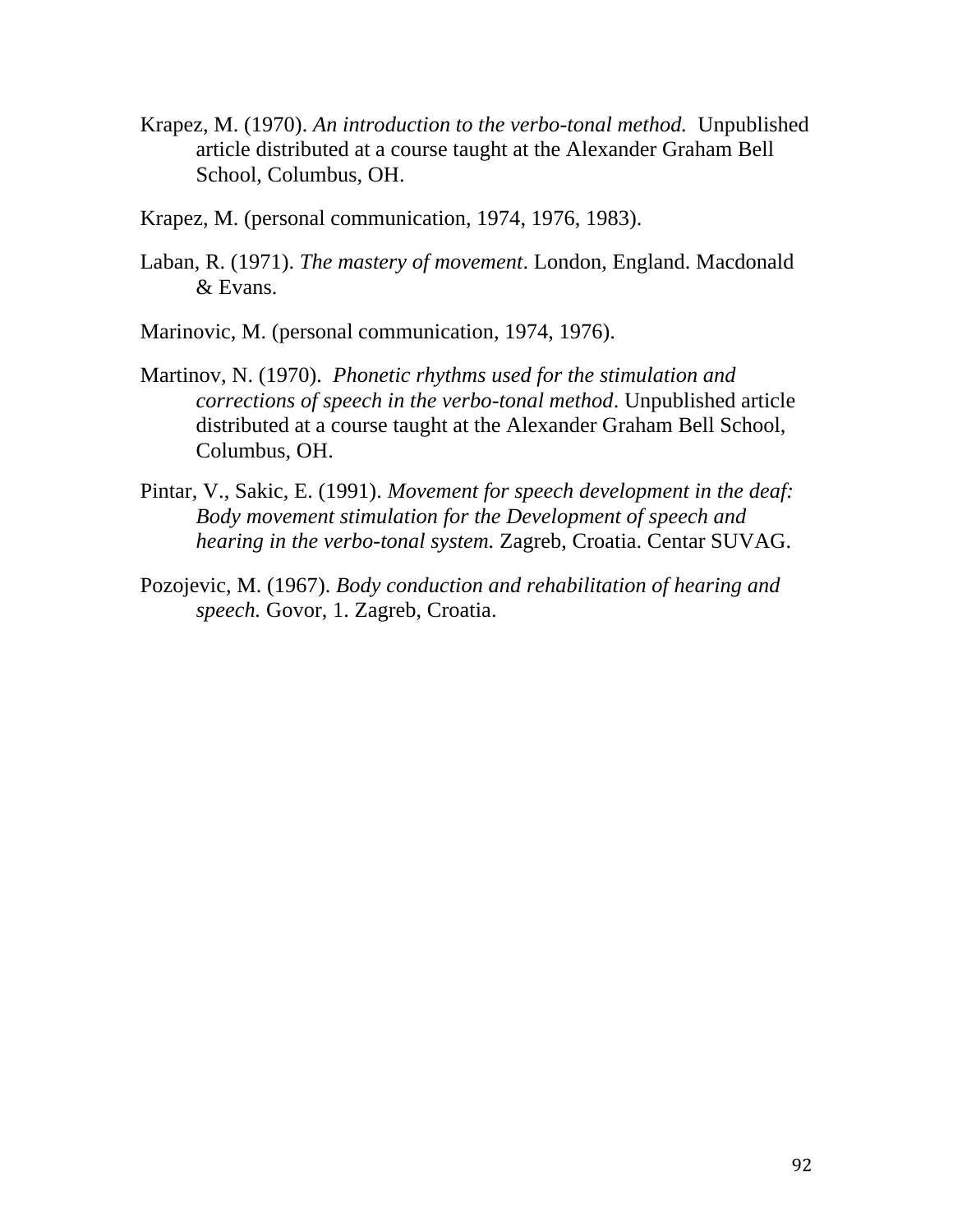Krapez, M. (1970). *An introduction to the verbo-tonal method.* Unpublished article distributed at a course taught at the Alexander Graham Bell School, Columbus, OH.

Krapez, M. (personal communication, 1974, 1976, 1983).

Laban, R. (1971). *The mastery of movement*. London, England. Macdonald & Evans.

Marinovic, M. (personal communication, 1974, 1976).

Martinov, N. (1970). *Phonetic rhythms used for the stimulation and corrections of speech in the verbo-tonal method*. Unpublished article distributed at a course taught at the Alexander Graham Bell School, Columbus, OH.

Pintar, V., Sakic, E. (1991). *Movement for speech development in the deaf: Body movement stimulation for the Development of speech and hearing in the verbo-tonal system.* Zagreb, Croatia. Centar SUVAG.

Pozojevic, M. (1967). *Body conduction and rehabilitation of hearing and speech.* Govor, 1. Zagreb, Croatia.